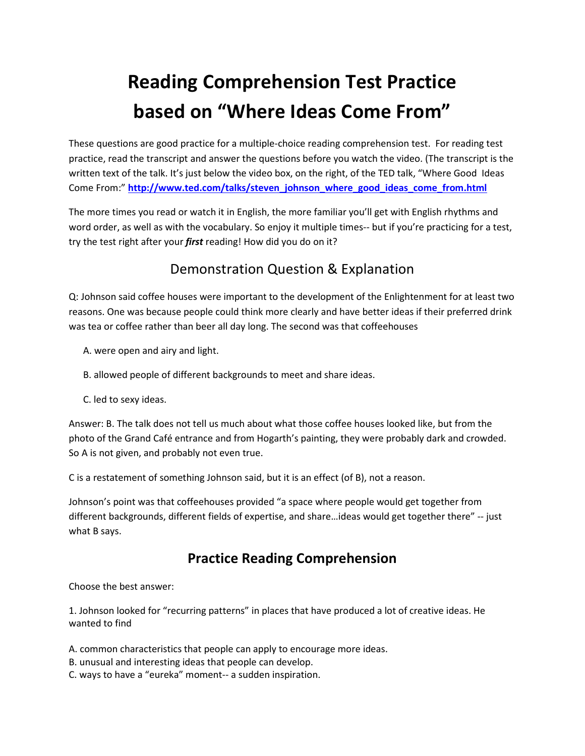# Reading Comprehension Test Practice based on "Where Ideas Come From"

These questions are good practice for a multiple-choice reading comprehension test. For reading test practice, read the transcript and answer the questions before you watch the video. (The transcript is the written text of the talk. It's just below the video box, on the right, of the TED talk, "Where Good Ideas Come From:" **[http://www.ted.com/talks/steven_johnson_where_good_ideas_come_from.html](http://www.ted.com/talks/steven_johnson_where_good_ideas_come_from.html)**

The more times you read or watch it in English, the more familiar you'll get with English rhythms and word order, as well as with the vocabulary. So enjoy it multiple times-- but if you're practicing for a test, try the test right after your ***first*** reading! How did you do on it?

## Demonstration Question & Explanation

Q: Johnson said coffee houses were important to the development of the Enlightenment for at least two reasons. One was because people could think more clearly and have better ideas if their preferred drink was tea or coffee rather than beer all day long. The second was that coffeehouses

A. were open and airy and light.

B. allowed people of different backgrounds to meet and share ideas.

C. led to sexy ideas.

Answer: B. The talk does not tell us much about what those coffee houses looked like, but from the photo of the Grand Café entrance and from Hogarth's painting, they were probably dark and crowded. So A is not given, and probably not even true.

C is a restatement of something Johnson said, but it is an effect (of B), not a reason.

Johnson's point was that coffeehouses provided "a space where people would get together from different backgrounds, different fields of expertise, and share…ideas would get together there" -- just what B says.

## Practice Reading Comprehension

Choose the best answer:

1. Johnson looked for "recurring patterns" in places that have produced a lot of creative ideas. He wanted to find

A. common characteristics that people can apply to encourage more ideas.
B. unusual and interesting ideas that people can develop.
C. ways to have a "eureka" moment-- a sudden inspiration.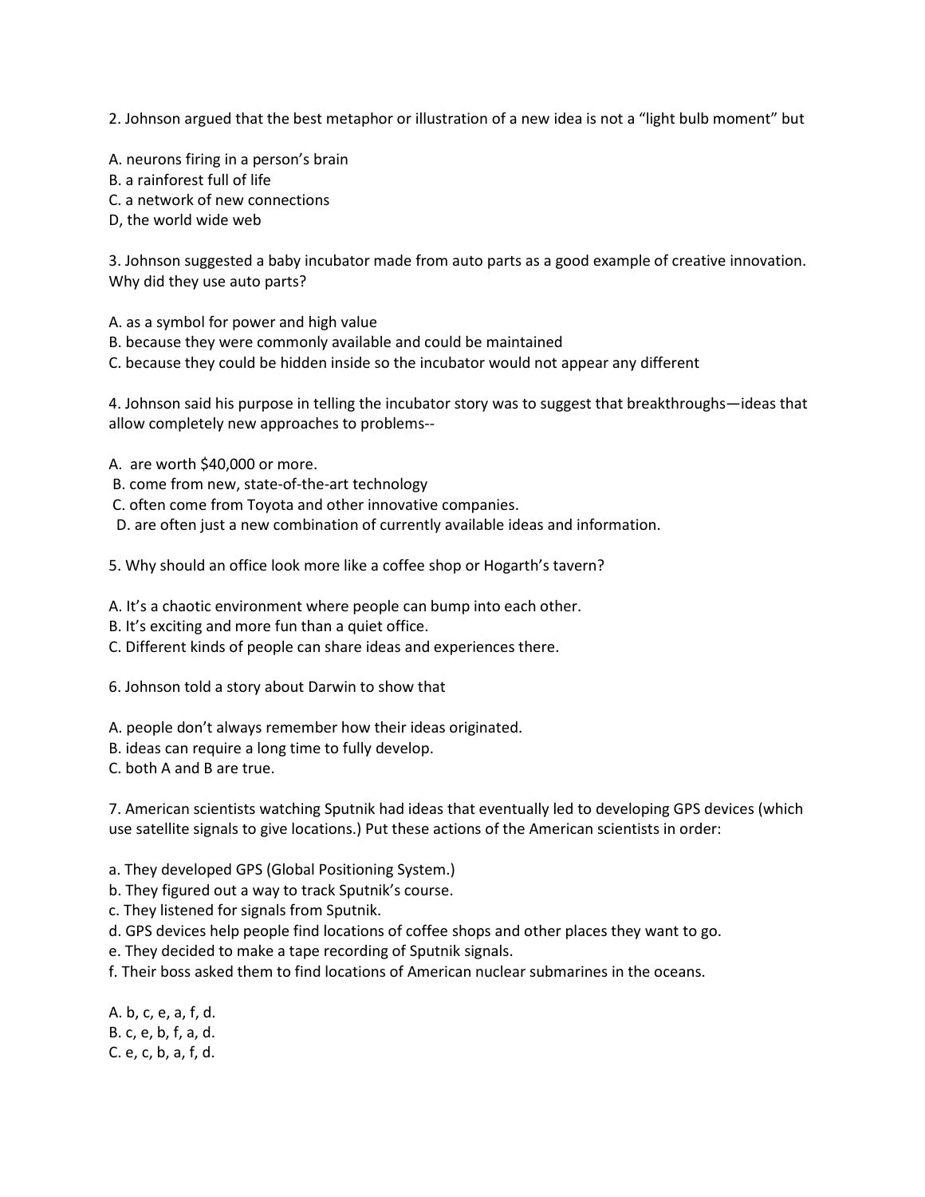2. Johnson argued that the best metaphor or illustration of a new idea is not a "light bulb moment" but

A. neurons firing in a person's brain
B. a rainforest full of life
C. a network of new connections
D, the world wide web

3. Johnson suggested a baby incubator made from auto parts as a good example of creative innovation. Why did they use auto parts?

A. as a symbol for power and high value
B. because they were commonly available and could be maintained
C. because they could be hidden inside so the incubator would not appear any different

4. Johnson said his purpose in telling the incubator story was to suggest that breakthroughs—ideas that allow completely new approaches to problems--

A. are worth $40,000 or more.
B. come from new, state-of-the-art technology
C. often come from Toyota and other innovative companies.
D. are often just a new combination of currently available ideas and information.

5. Why should an office look more like a coffee shop or Hogarth's tavern?

A. It's a chaotic environment where people can bump into each other.
B. It's exciting and more fun than a quiet office.
C. Different kinds of people can share ideas and experiences there.

6. Johnson told a story about Darwin to show that

A. people don't always remember how their ideas originated.
B. ideas can require a long time to fully develop.
C. both A and B are true.

7. American scientists watching Sputnik had ideas that eventually led to developing GPS devices (which use satellite signals to give locations.) Put these actions of the American scientists in order:

a. They developed GPS (Global Positioning System.)
b. They figured out a way to track Sputnik's course.
c. They listened for signals from Sputnik.
d. GPS devices help people find locations of coffee shops and other places they want to go.
e. They decided to make a tape recording of Sputnik signals.
f. Their boss asked them to find locations of American nuclear submarines in the oceans.

A. b, c, e, a, f, d.
B. c, e, b, f, a, d.
C. e, c, b, a, f, d.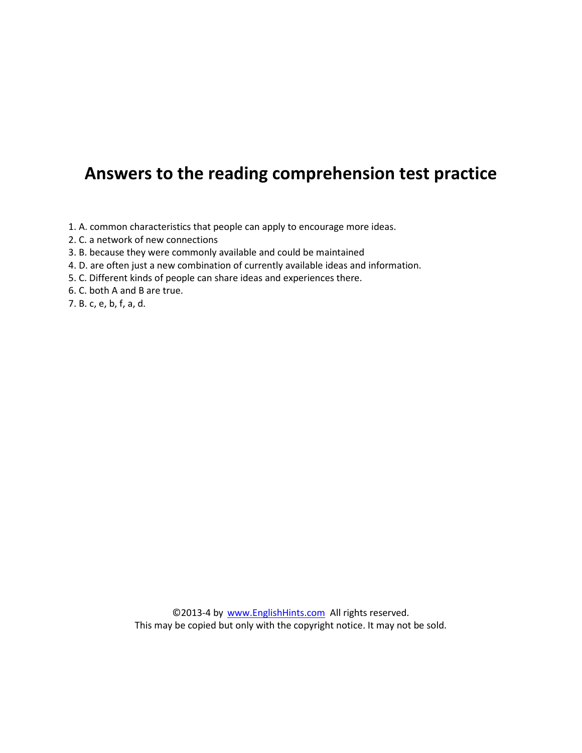# Answers to the reading comprehension test practice

1. A. common characteristics that people can apply to encourage more ideas.
2. C. a network of new connections
3. B. because they were commonly available and could be maintained
4. D. are often just a new combination of currently available ideas and information.
5. C. Different kinds of people can share ideas and experiences there.
6. C. both A and B are true.
7. B. c, e, b, f, a, d.

©2013-4 by www.EnglishHints.com All rights reserved.
This may be copied but only with the copyright notice. It may not be sold.